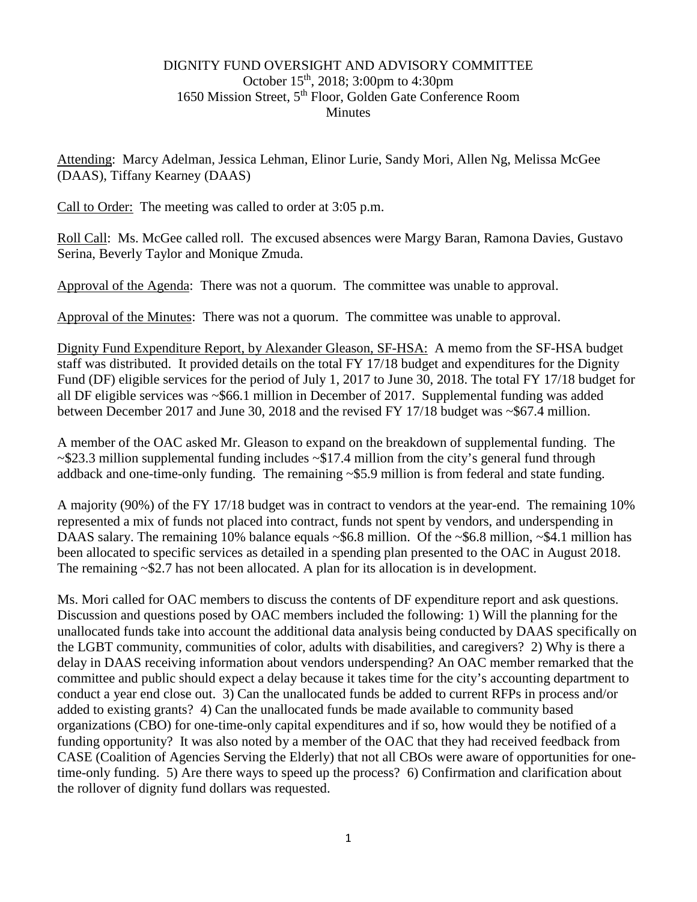DIGNITY FUND OVERSIGHT AND ADVISORY COMMITTEE
October 15th, 2018; 3:00pm to 4:30pm
1650 Mission Street, 5th Floor, Golden Gate Conference Room
Minutes

Attending: Marcy Adelman, Jessica Lehman, Elinor Lurie, Sandy Mori, Allen Ng, Melissa McGee (DAAS), Tiffany Kearney (DAAS)

Call to Order: The meeting was called to order at 3:05 p.m.

Roll Call: Ms. McGee called roll. The excused absences were Margy Baran, Ramona Davies, Gustavo Serina, Beverly Taylor and Monique Zmuda.

Approval of the Agenda: There was not a quorum. The committee was unable to approval.

Approval of the Minutes: There was not a quorum. The committee was unable to approval.

Dignity Fund Expenditure Report, by Alexander Gleason, SF-HSA: A memo from the SF-HSA budget staff was distributed. It provided details on the total FY 17/18 budget and expenditures for the Dignity Fund (DF) eligible services for the period of July 1, 2017 to June 30, 2018. The total FY 17/18 budget for all DF eligible services was ~$66.1 million in December of 2017. Supplemental funding was added between December 2017 and June 30, 2018 and the revised FY 17/18 budget was ~$67.4 million.

A member of the OAC asked Mr. Gleason to expand on the breakdown of supplemental funding. The ~$23.3 million supplemental funding includes ~$17.4 million from the city's general fund through addback and one-time-only funding. The remaining ~$5.9 million is from federal and state funding.

A majority (90%) of the FY 17/18 budget was in contract to vendors at the year-end. The remaining 10% represented a mix of funds not placed into contract, funds not spent by vendors, and underspending in DAAS salary. The remaining 10% balance equals ~$6.8 million. Of the ~$6.8 million, ~$4.1 million has been allocated to specific services as detailed in a spending plan presented to the OAC in August 2018. The remaining ~$2.7 has not been allocated. A plan for its allocation is in development.

Ms. Mori called for OAC members to discuss the contents of DF expenditure report and ask questions. Discussion and questions posed by OAC members included the following: 1) Will the planning for the unallocated funds take into account the additional data analysis being conducted by DAAS specifically on the LGBT community, communities of color, adults with disabilities, and caregivers? 2) Why is there a delay in DAAS receiving information about vendors underspending? An OAC member remarked that the committee and public should expect a delay because it takes time for the city's accounting department to conduct a year end close out. 3) Can the unallocated funds be added to current RFPs in process and/or added to existing grants? 4) Can the unallocated funds be made available to community based organizations (CBO) for one-time-only capital expenditures and if so, how would they be notified of a funding opportunity? It was also noted by a member of the OAC that they had received feedback from CASE (Coalition of Agencies Serving the Elderly) that not all CBOs were aware of opportunities for one-time-only funding. 5) Are there ways to speed up the process? 6) Confirmation and clarification about the rollover of dignity fund dollars was requested.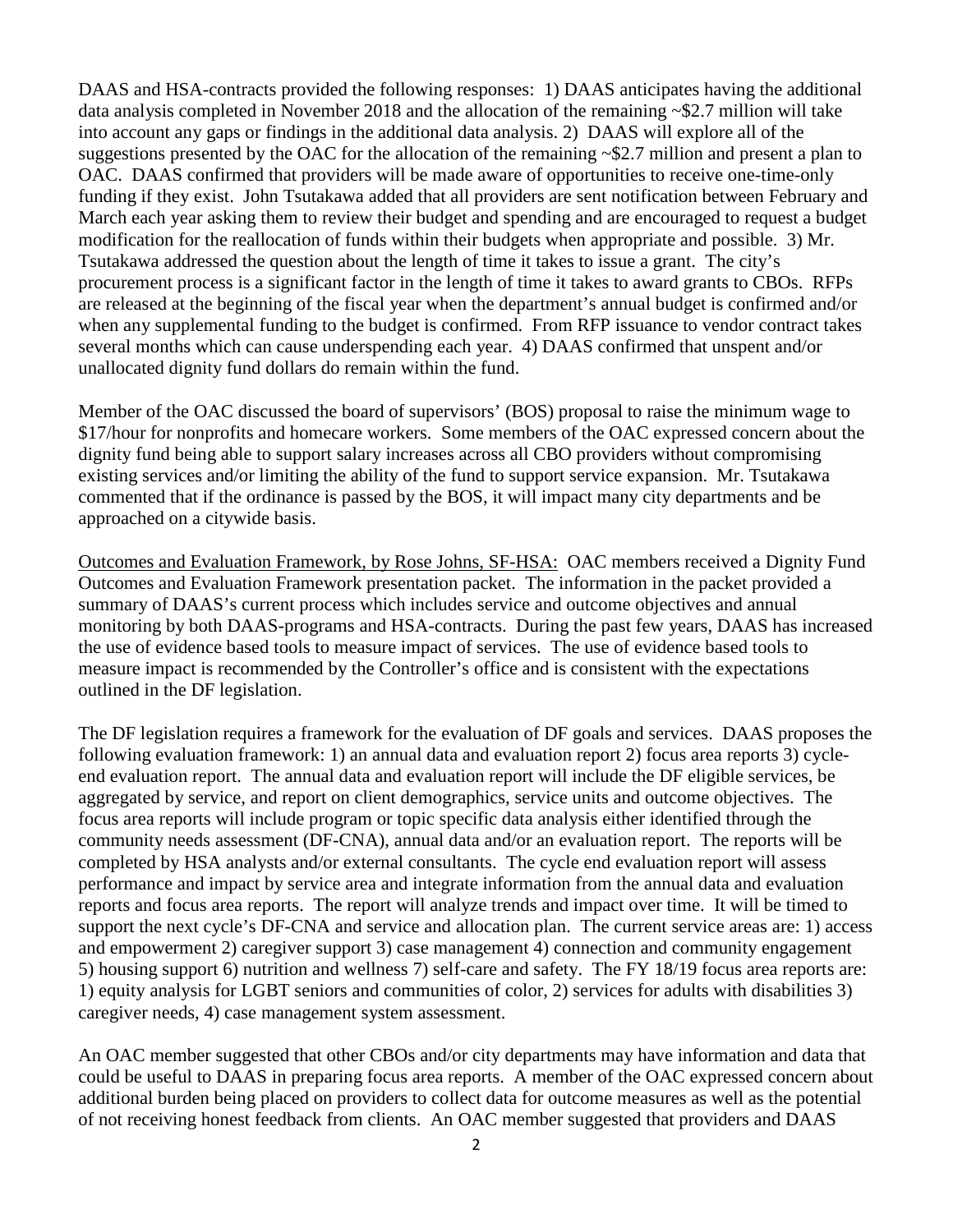DAAS and HSA-contracts provided the following responses: 1) DAAS anticipates having the additional data analysis completed in November 2018 and the allocation of the remaining ~$2.7 million will take into account any gaps or findings in the additional data analysis. 2) DAAS will explore all of the suggestions presented by the OAC for the allocation of the remaining ~$2.7 million and present a plan to OAC. DAAS confirmed that providers will be made aware of opportunities to receive one-time-only funding if they exist. John Tsutakawa added that all providers are sent notification between February and March each year asking them to review their budget and spending and are encouraged to request a budget modification for the reallocation of funds within their budgets when appropriate and possible. 3) Mr. Tsutakawa addressed the question about the length of time it takes to issue a grant. The city's procurement process is a significant factor in the length of time it takes to award grants to CBOs. RFPs are released at the beginning of the fiscal year when the department's annual budget is confirmed and/or when any supplemental funding to the budget is confirmed. From RFP issuance to vendor contract takes several months which can cause underspending each year. 4) DAAS confirmed that unspent and/or unallocated dignity fund dollars do remain within the fund.

Member of the OAC discussed the board of supervisors' (BOS) proposal to raise the minimum wage to $17/hour for nonprofits and homecare workers. Some members of the OAC expressed concern about the dignity fund being able to support salary increases across all CBO providers without compromising existing services and/or limiting the ability of the fund to support service expansion. Mr. Tsutakawa commented that if the ordinance is passed by the BOS, it will impact many city departments and be approached on a citywide basis.

Outcomes and Evaluation Framework, by Rose Johns, SF-HSA: OAC members received a Dignity Fund Outcomes and Evaluation Framework presentation packet. The information in the packet provided a summary of DAAS's current process which includes service and outcome objectives and annual monitoring by both DAAS-programs and HSA-contracts. During the past few years, DAAS has increased the use of evidence based tools to measure impact of services. The use of evidence based tools to measure impact is recommended by the Controller's office and is consistent with the expectations outlined in the DF legislation.

The DF legislation requires a framework for the evaluation of DF goals and services. DAAS proposes the following evaluation framework: 1) an annual data and evaluation report 2) focus area reports 3) cycle-end evaluation report. The annual data and evaluation report will include the DF eligible services, be aggregated by service, and report on client demographics, service units and outcome objectives. The focus area reports will include program or topic specific data analysis either identified through the community needs assessment (DF-CNA), annual data and/or an evaluation report. The reports will be completed by HSA analysts and/or external consultants. The cycle end evaluation report will assess performance and impact by service area and integrate information from the annual data and evaluation reports and focus area reports. The report will analyze trends and impact over time. It will be timed to support the next cycle's DF-CNA and service and allocation plan. The current service areas are: 1) access and empowerment 2) caregiver support 3) case management 4) connection and community engagement 5) housing support 6) nutrition and wellness 7) self-care and safety. The FY 18/19 focus area reports are: 1) equity analysis for LGBT seniors and communities of color, 2) services for adults with disabilities 3) caregiver needs, 4) case management system assessment.

An OAC member suggested that other CBOs and/or city departments may have information and data that could be useful to DAAS in preparing focus area reports. A member of the OAC expressed concern about additional burden being placed on providers to collect data for outcome measures as well as the potential of not receiving honest feedback from clients. An OAC member suggested that providers and DAAS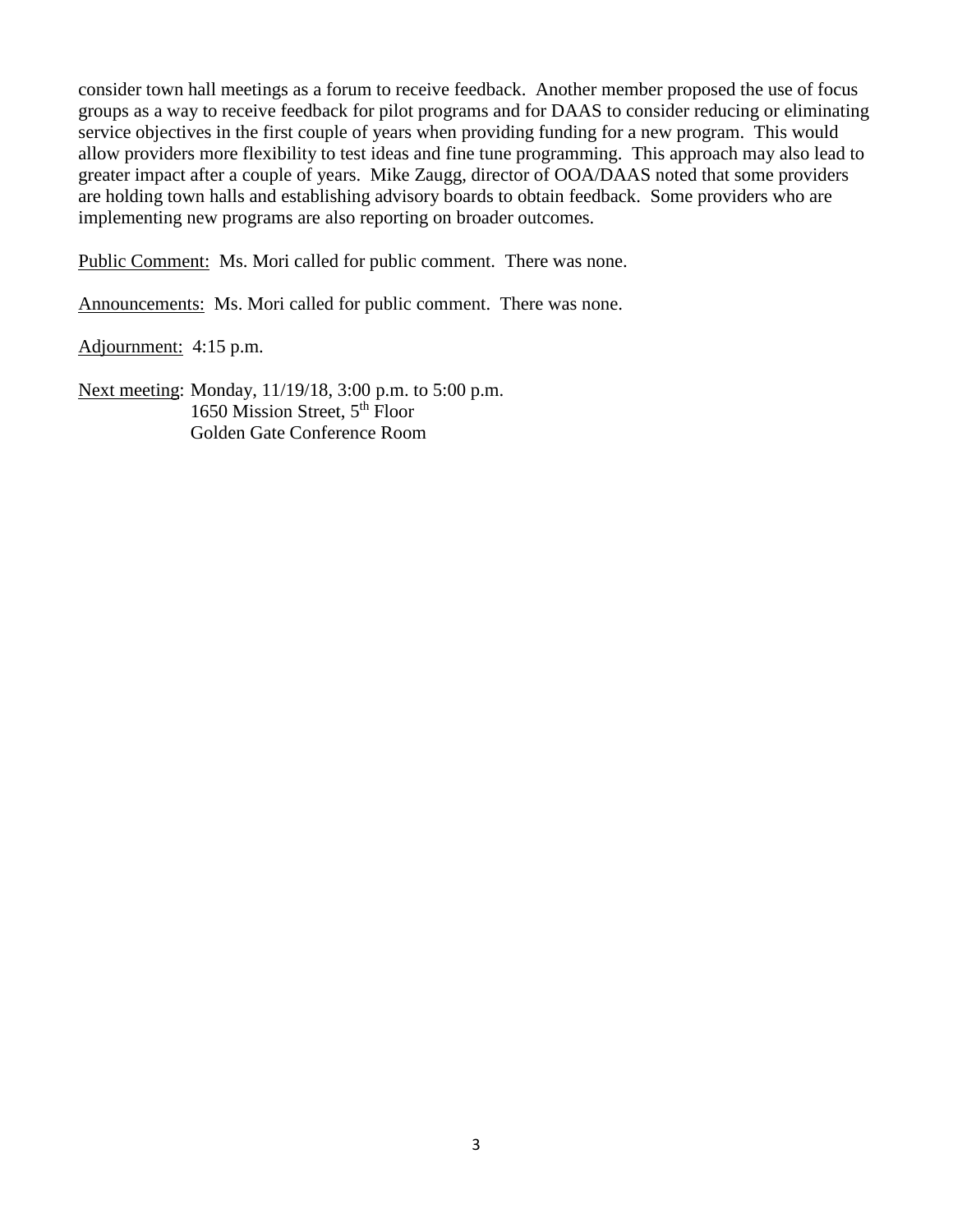consider town hall meetings as a forum to receive feedback. Another member proposed the use of focus groups as a way to receive feedback for pilot programs and for DAAS to consider reducing or eliminating service objectives in the first couple of years when providing funding for a new program. This would allow providers more flexibility to test ideas and fine tune programming. This approach may also lead to greater impact after a couple of years. Mike Zaugg, director of OOA/DAAS noted that some providers are holding town halls and establishing advisory boards to obtain feedback. Some providers who are implementing new programs are also reporting on broader outcomes.

<u>Public Comment:</u> Ms. Mori called for public comment. There was none.

<u>Announcements:</u> Ms. Mori called for public comment. There was none.

<u>Adjournment:</u> 4:15 p.m.

<u>Next meeting</u>: Monday, 11/19/18, 3:00 p.m. to 5:00 p.m.
1650 Mission Street, 5th Floor
Golden Gate Conference Room